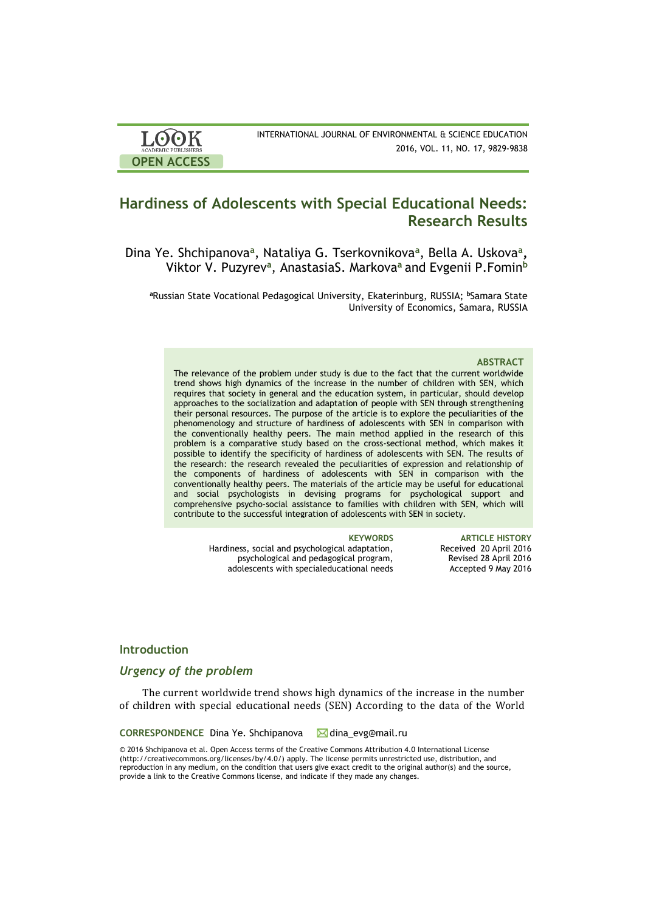# Hardiness of Adolescents with Special Educational Needs: Research Results

Dina Ye. Shchipanova[a], Nataliya G. Tserkovnikova[a], Bella A. Uskova[a], Viktor V. Puzyrev[a], AnastasiaS. Markova[a] and Evgenii P.Fomin[b]

[a]Russian State Vocational Pedagogical University, Ekaterinburg, RUSSIA; [b]Samara State University of Economics, Samara, RUSSIA

### ABSTRACT

The relevance of the problem under study is due to the fact that the current worldwide trend shows high dynamics of the increase in the number of children with SEN, which requires that society in general and the education system, in particular, should develop approaches to the socialization and adaptation of people with SEN through strengthening their personal resources. The purpose of the article is to explore the peculiarities of the phenomenology and structure of hardiness of adolescents with SEN in comparison with the conventionally healthy peers. The main method applied in the research of this problem is a comparative study based on the cross-sectional method, which makes it possible to identify the specificity of hardiness of adolescents with SEN. The results of the research: the research revealed the peculiarities of expression and relationship of the components of hardiness of adolescents with SEN in comparison with the conventionally healthy peers. The materials of the article may be useful for educational and social psychologists in devising programs for psychological support and comprehensive psycho-social assistance to families with children with SEN, which will contribute to the successful integration of adolescents with SEN in society.

**KEYWORDS**
Hardiness, social and psychological adaptation, psychological and pedagogical program, adolescents with specialeducational needs

**ARTICLE HISTORY**
Received 20 April 2016
Revised 28 April 2016
Accepted 9 May 2016

## Introduction

### *Urgency of the problem*

The current worldwide trend shows high dynamics of the increase in the number of children with special educational needs (SEN) According to the data of the World

**CORRESPONDENCE** Dina Ye. Shchipanova dina_evg@mail.ru

© 2016 Shchipanova et al. Open Access terms of the Creative Commons Attribution 4.0 International License (http://creativecommons.org/licenses/by/4.0/) apply. The license permits unrestricted use, distribution, and reproduction in any medium, on the condition that users give exact credit to the original author(s) and the source, provide a link to the Creative Commons license, and indicate if they made any changes.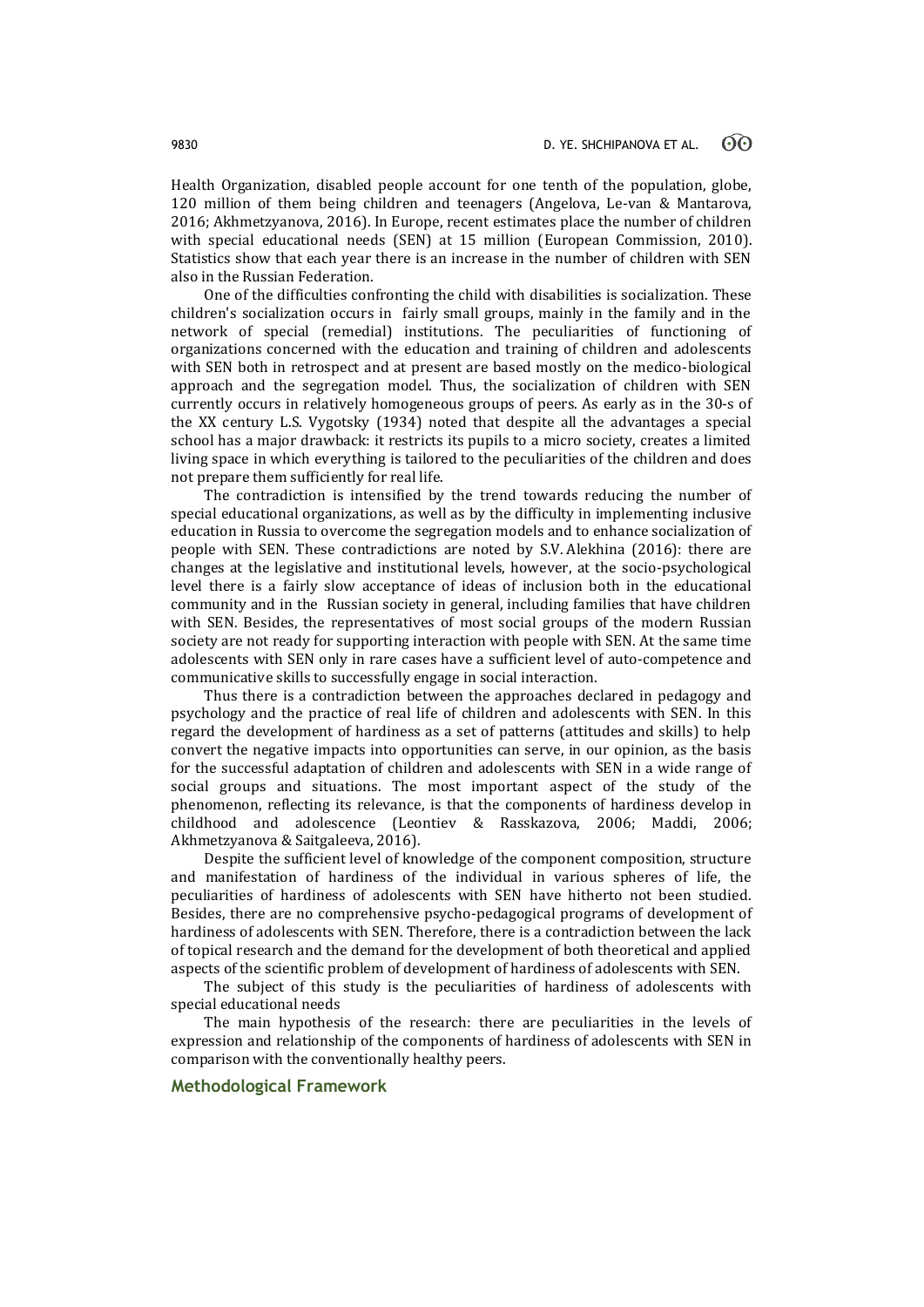Health Organization, disabled people account for one tenth of the population, globe, 120 million of them being children and teenagers (Angelova, Le-van & Mantarova, 2016; Akhmetzyanova, 2016). In Europe, recent estimates place the number of children with special educational needs (SEN) at 15 million (European Commission, 2010). Statistics show that each year there is an increase in the number of children with SEN also in the Russian Federation.

One of the difficulties confronting the child with disabilities is socialization. These children's socialization occurs in fairly small groups, mainly in the family and in the network of special (remedial) institutions. The peculiarities of functioning of organizations concerned with the education and training of children and adolescents with SEN both in retrospect and at present are based mostly on the medico-biological approach and the segregation model. Thus, the socialization of children with SEN currently occurs in relatively homogeneous groups of peers. As early as in the 30-s of the XX century L.S. Vygotsky (1934) noted that despite all the advantages a special school has a major drawback: it restricts its pupils to a micro society, creates a limited living space in which everything is tailored to the peculiarities of the children and does not prepare them sufficiently for real life.

The contradiction is intensified by the trend towards reducing the number of special educational organizations, as well as by the difficulty in implementing inclusive education in Russia to overcome the segregation models and to enhance socialization of people with SEN. These contradictions are noted by S.V. Alekhina (2016): there are changes at the legislative and institutional levels, however, at the socio-psychological level there is a fairly slow acceptance of ideas of inclusion both in the educational community and in the Russian society in general, including families that have children with SEN. Besides, the representatives of most social groups of the modern Russian society are not ready for supporting interaction with people with SEN. At the same time adolescents with SEN only in rare cases have a sufficient level of auto-competence and communicative skills to successfully engage in social interaction.

Thus there is a contradiction between the approaches declared in pedagogy and psychology and the practice of real life of children and adolescents with SEN. In this regard the development of hardiness as a set of patterns (attitudes and skills) to help convert the negative impacts into opportunities can serve, in our opinion, as the basis for the successful adaptation of children and adolescents with SEN in a wide range of social groups and situations. The most important aspect of the study of the phenomenon, reflecting its relevance, is that the components of hardiness develop in childhood and adolescence (Leontiev & Rasskazova, 2006; Maddi, 2006; Akhmetzyanova & Saitgaleeva, 2016).

Despite the sufficient level of knowledge of the component composition, structure and manifestation of hardiness of the individual in various spheres of life, the peculiarities of hardiness of adolescents with SEN have hitherto not been studied. Besides, there are no comprehensive psycho-pedagogical programs of development of hardiness of adolescents with SEN. Therefore, there is a contradiction between the lack of topical research and the demand for the development of both theoretical and applied aspects of the scientific problem of development of hardiness of adolescents with SEN.

The subject of this study is the peculiarities of hardiness of adolescents with special educational needs

The main hypothesis of the research: there are peculiarities in the levels of expression and relationship of the components of hardiness of adolescents with SEN in comparison with the conventionally healthy peers.

## Methodological Framework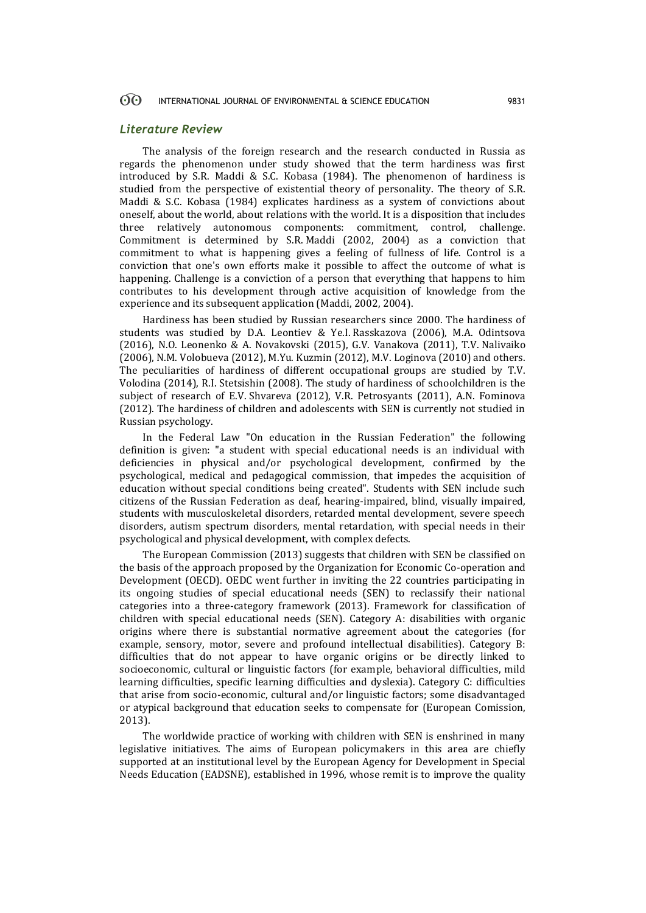## *Literature Review*

The analysis of the foreign research and the research conducted in Russia as regards the phenomenon under study showed that the term hardiness was first introduced by S.R. Maddi & S.C. Kobasa (1984). The phenomenon of hardiness is studied from the perspective of existential theory of personality. The theory of S.R. Maddi & S.C. Kobasa (1984) explicates hardiness as a system of convictions about oneself, about the world, about relations with the world. It is a disposition that includes three relatively autonomous components: commitment, control, challenge. Commitment is determined by S.R. Maddi (2002, 2004) as a conviction that commitment to what is happening gives a feeling of fullness of life. Control is a conviction that one's own efforts make it possible to affect the outcome of what is happening. Challenge is a conviction of a person that everything that happens to him contributes to his development through active acquisition of knowledge from the experience and its subsequent application (Maddi, 2002, 2004).

Hardiness has been studied by Russian researchers since 2000. The hardiness of students was studied by D.A. Leontiev & Ye.I. Rasskazova (2006), M.A. Odintsova (2016), N.O. Leonenko & A. Novakovski (2015), G.V. Vanakova (2011), T.V. Nalivaiko (2006), N.M. Volobueva (2012), M.Yu. Kuzmin (2012), M.V. Loginova (2010) and others. The peculiarities of hardiness of different occupational groups are studied by T.V. Volodina (2014), R.I. Stetsishin (2008). The study of hardiness of schoolchildren is the subject of research of E.V. Shvareva (2012), V.R. Petrosyants (2011), A.N. Fominova (2012). The hardiness of children and adolescents with SEN is currently not studied in Russian psychology.

In the Federal Law "On education in the Russian Federation" the following definition is given: "a student with special educational needs is an individual with deficiencies in physical and/or psychological development, confirmed by the psychological, medical and pedagogical commission, that impedes the acquisition of education without special conditions being created". Students with SEN include such citizens of the Russian Federation as deaf, hearing-impaired, blind, visually impaired, students with musculoskeletal disorders, retarded mental development, severe speech disorders, autism spectrum disorders, mental retardation, with special needs in their psychological and physical development, with complex defects.

The European Commission (2013) suggests that children with SEN be classified on the basis of the approach proposed by the Organization for Economic Co-operation and Development (OECD). OEDC went further in inviting the 22 countries participating in its ongoing studies of special educational needs (SEN) to reclassify their national categories into a three-category framework (2013). Framework for classification of children with special educational needs (SEN). Category A: disabilities with organic origins where there is substantial normative agreement about the categories (for example, sensory, motor, severe and profound intellectual disabilities). Category B: difficulties that do not appear to have organic origins or be directly linked to socioeconomic, cultural or linguistic factors (for example, behavioral difficulties, mild learning difficulties, specific learning difficulties and dyslexia). Category C: difficulties that arise from socio-economic, cultural and/or linguistic factors; some disadvantaged or atypical background that education seeks to compensate for (European Comission, 2013).

The worldwide practice of working with children with SEN is enshrined in many legislative initiatives. The aims of European policymakers in this area are chiefly supported at an institutional level by the European Agency for Development in Special Needs Education (EADSNE), established in 1996, whose remit is to improve the quality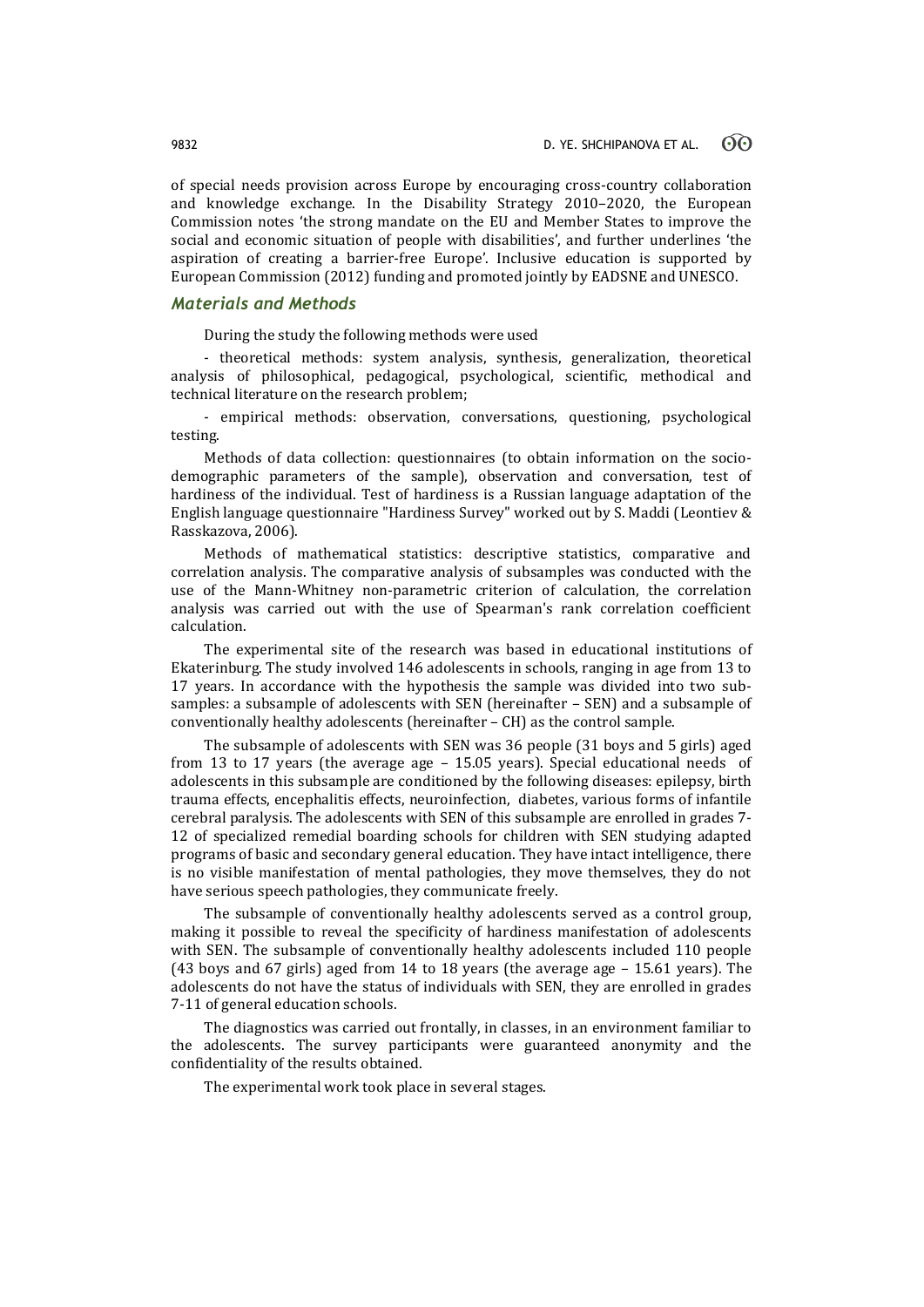of special needs provision across Europe by encouraging cross-country collaboration and knowledge exchange. In the Disability Strategy 2010–2020, the European Commission notes 'the strong mandate on the EU and Member States to improve the social and economic situation of people with disabilities', and further underlines 'the aspiration of creating a barrier-free Europe'. Inclusive education is supported by European Commission (2012) funding and promoted jointly by EADSNE and UNESCO.

## *Materials and Methods*

During the study the following methods were used

- theoretical methods: system analysis, synthesis, generalization, theoretical analysis of philosophical, pedagogical, psychological, scientific, methodical and technical literature on the research problem;

- empirical methods: observation, conversations, questioning, psychological testing.

Methods of data collection: questionnaires (to obtain information on the socio-demographic parameters of the sample), observation and conversation, test of hardiness of the individual. Test of hardiness is a Russian language adaptation of the English language questionnaire "Hardiness Survey" worked out by S. Maddi (Leontiev & Rasskazova, 2006).

Methods of mathematical statistics: descriptive statistics, comparative and correlation analysis. The comparative analysis of subsamples was conducted with the use of the Mann-Whitney non-parametric criterion of calculation, the correlation analysis was carried out with the use of Spearman's rank correlation coefficient calculation.

The experimental site of the research was based in educational institutions of Ekaterinburg. The study involved 146 adolescents in schools, ranging in age from 13 to 17 years. In accordance with the hypothesis the sample was divided into two sub-samples: a subsample of adolescents with SEN (hereinafter – SEN) and a subsample of conventionally healthy adolescents (hereinafter – CH) as the control sample.

The subsample of adolescents with SEN was 36 people (31 boys and 5 girls) aged from 13 to 17 years (the average age – 15.05 years). Special educational needs of adolescents in this subsample are conditioned by the following diseases: epilepsy, birth trauma effects, encephalitis effects, neuroinfection, diabetes, various forms of infantile cerebral paralysis. The adolescents with SEN of this subsample are enrolled in grades 7-12 of specialized remedial boarding schools for children with SEN studying adapted programs of basic and secondary general education. They have intact intelligence, there is no visible manifestation of mental pathologies, they move themselves, they do not have serious speech pathologies, they communicate freely.

The subsample of conventionally healthy adolescents served as a control group, making it possible to reveal the specificity of hardiness manifestation of adolescents with SEN. The subsample of conventionally healthy adolescents included 110 people (43 boys and 67 girls) aged from 14 to 18 years (the average age – 15.61 years). The adolescents do not have the status of individuals with SEN, they are enrolled in grades 7-11 of general education schools.

The diagnostics was carried out frontally, in classes, in an environment familiar to the adolescents. The survey participants were guaranteed anonymity and the confidentiality of the results obtained.

The experimental work took place in several stages.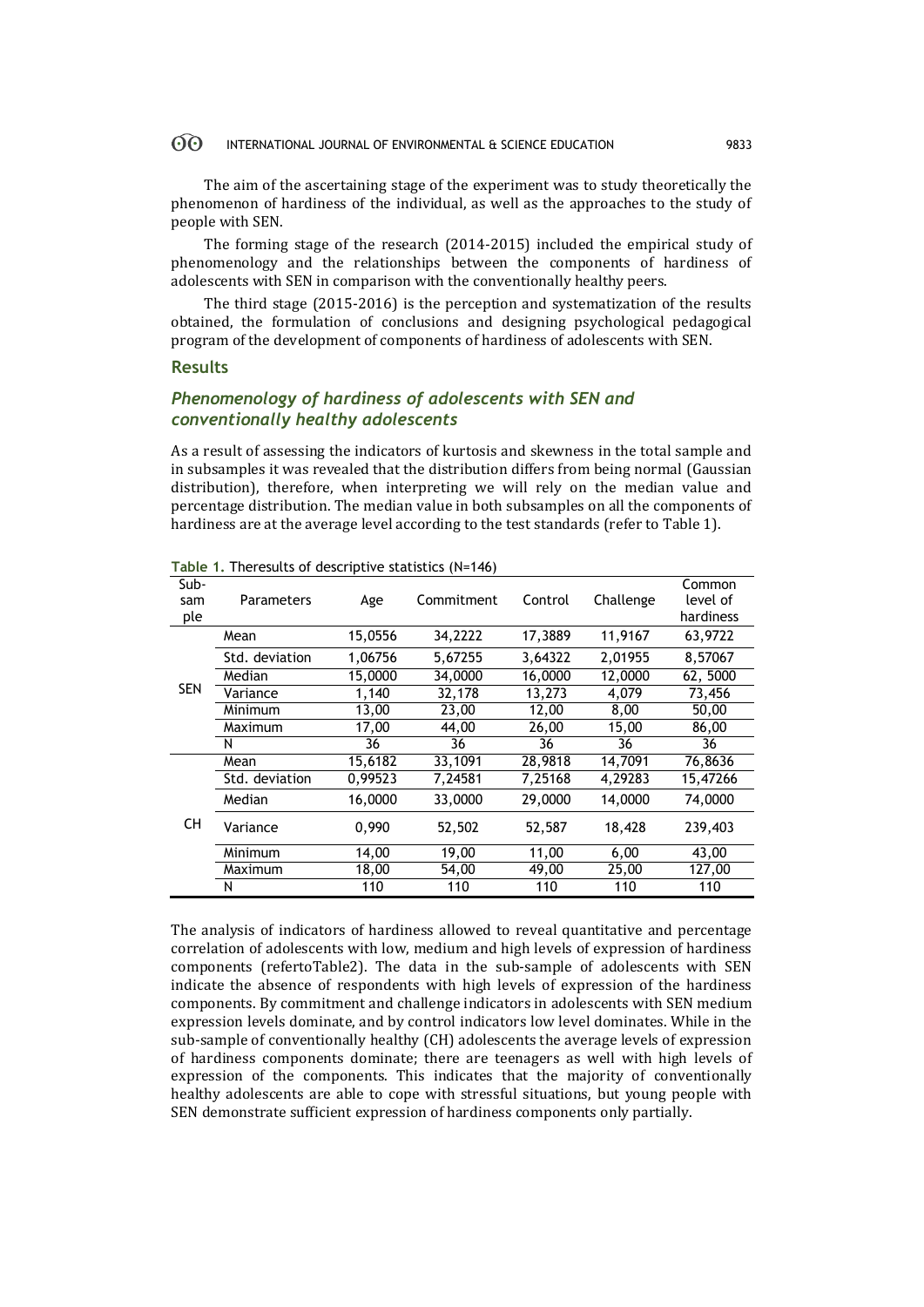The aim of the ascertaining stage of the experiment was to study theoretically the phenomenon of hardiness of the individual, as well as the approaches to the study of people with SEN.

The forming stage of the research (2014-2015) included the empirical study of phenomenology and the relationships between the components of hardiness of adolescents with SEN in comparison with the conventionally healthy peers.

The third stage (2015-2016) is the perception and systematization of the results obtained, the formulation of conclusions and designing psychological pedagogical program of the development of components of hardiness of adolescents with SEN.

## Results

### *Phenomenology of hardiness of adolescents with SEN and conventionally healthy adolescents*

As a result of assessing the indicators of kurtosis and skewness in the total sample and in subsamples it was revealed that the distribution differs from being normal (Gaussian distribution), therefore, when interpreting we will rely on the median value and percentage distribution. The median value in both subsamples on all the components of hardiness are at the average level according to the test standards (refer to Table 1).

**Table 1.** Theresults of descriptive statistics (N=146)

| Sub-sample | Parameters | Age | Commitment | Control | Challenge | Common level of hardiness |
|---|---|---|---|---|---|---|
| SEN | Mean | 15,0556 | 34,2222 | 17,3889 | 11,9167 | 63,9722 |
| | Std. deviation | 1,06756 | 5,67255 | 3,64322 | 2,01955 | 8,57067 |
| | Median | 15,0000 | 34,0000 | 16,0000 | 12,0000 | 62, 5000 |
| | Variance | 1,140 | 32,178 | 13,273 | 4,079 | 73,456 |
| | Minimum | 13,00 | 23,00 | 12,00 | 8,00 | 50,00 |
| | Maximum | 17,00 | 44,00 | 26,00 | 15,00 | 86,00 |
| | N | 36 | 36 | 36 | 36 | 36 |
| CH | Mean | 15,6182 | 33,1091 | 28,9818 | 14,7091 | 76,8636 |
| | Std. deviation | 0,99523 | 7,24581 | 7,25168 | 4,29283 | 15,47266 |
| | Median | 16,0000 | 33,0000 | 29,0000 | 14,0000 | 74,0000 |
| | Variance | 0,990 | 52,502 | 52,587 | 18,428 | 239,403 |
| | Minimum | 14,00 | 19,00 | 11,00 | 6,00 | 43,00 |
| | Maximum | 18,00 | 54,00 | 49,00 | 25,00 | 127,00 |
| | N | 110 | 110 | 110 | 110 | 110 |

The analysis of indicators of hardiness allowed to reveal quantitative and percentage correlation of adolescents with low, medium and high levels of expression of hardiness components (refertoTable2). The data in the sub-sample of adolescents with SEN indicate the absence of respondents with high levels of expression of the hardiness components. By commitment and challenge indicators in adolescents with SEN medium expression levels dominate, and by control indicators low level dominates. While in the sub-sample of conventionally healthy (CH) adolescents the average levels of expression of hardiness components dominate; there are teenagers as well with high levels of expression of the components. This indicates that the majority of conventionally healthy adolescents are able to cope with stressful situations, but young people with SEN demonstrate sufficient expression of hardiness components only partially.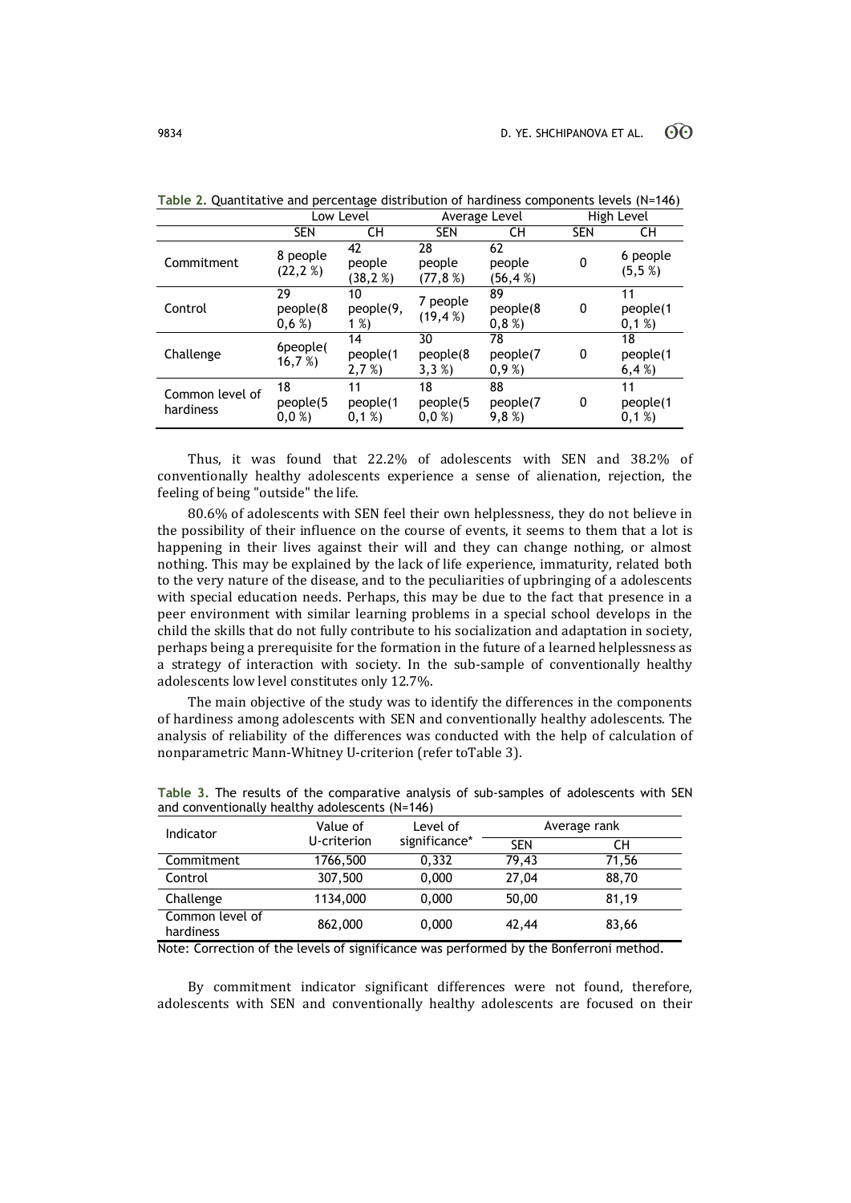**Table 2.** Quantitative and percentage distribution of hardiness components levels (N=146)

| | Low Level | | Average Level | | High Level | |
|---|---|---|---|---|---|---|
| | SEN | CH | SEN | CH | SEN | CH |
| Commitment | 8 people (22,2 %) | 42 people (38,2 %) | 28 people (77,8 %) | 62 people (56,4 %) | 0 | 6 people (5,5 %) |
| Control | 29 people(80,6 %) | 10 people(9,1 %) | 7 people (19,4 %) | 89 people(80,8 %) | 0 | 11 people(10,1 %) |
| Challenge | 6people(16,7 %) | 14 people(12,7 %) | 30 people(83,3 %) | 78 people(70,9 %) | 0 | 18 people(16,4 %) |
| Common level of hardiness | 18 people(50,0 %) | 11 people(10,1 %) | 18 people(50,0 %) | 88 people(79,8 %) | 0 | 11 people(10,1 %) |

Thus, it was found that 22.2% of adolescents with SEN and 38.2% of conventionally healthy adolescents experience a sense of alienation, rejection, the feeling of being "outside" the life.

80.6% of adolescents with SEN feel their own helplessness, they do not believe in the possibility of their influence on the course of events, it seems to them that a lot is happening in their lives against their will and they can change nothing, or almost nothing. This may be explained by the lack of life experience, immaturity, related both to the very nature of the disease, and to the peculiarities of upbringing of a adolescents with special education needs. Perhaps, this may be due to the fact that presence in a peer environment with similar learning problems in a special school develops in the child the skills that do not fully contribute to his socialization and adaptation in society, perhaps being a prerequisite for the formation in the future of a learned helplessness as a strategy of interaction with society. In the sub-sample of conventionally healthy adolescents low level constitutes only 12.7%.

The main objective of the study was to identify the differences in the components of hardiness among adolescents with SEN and conventionally healthy adolescents. The analysis of reliability of the differences was conducted with the help of calculation of nonparametric Mann-Whitney U-criterion (refer toTable 3).

**Table 3.** The results of the comparative analysis of sub-samples of adolescents with SEN and conventionally healthy adolescents (N=146)

| Indicator | Value of U-criterion | Level of significance* | Average rank | |
|---|---|---|---|---|
| | | | SEN | CH |
| Commitment | 1766,500 | 0,332 | 79,43 | 71,56 |
| Control | 307,500 | 0,000 | 27,04 | 88,70 |
| Challenge | 1134,000 | 0,000 | 50,00 | 81,19 |
| Common level of hardiness | 862,000 | 0,000 | 42,44 | 83,66 |

Note: Correction of the levels of significance was performed by the Bonferroni method.

By commitment indicator significant differences were not found, therefore, adolescents with SEN and conventionally healthy adolescents are focused on their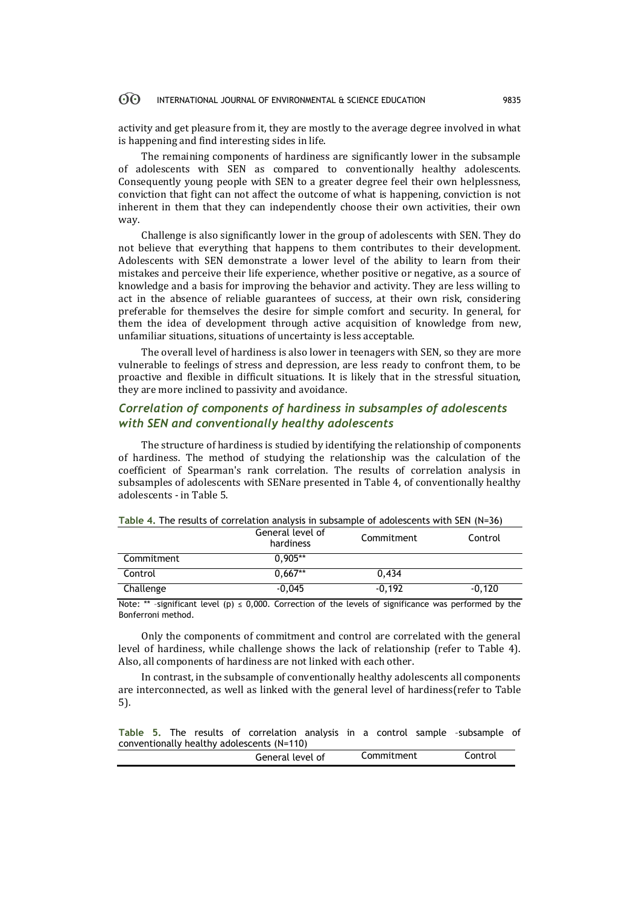activity and get pleasure from it, they are mostly to the average degree involved in what is happening and find interesting sides in life.

The remaining components of hardiness are significantly lower in the subsample of adolescents with SEN as compared to conventionally healthy adolescents. Consequently young people with SEN to a greater degree feel their own helplessness, conviction that fight can not affect the outcome of what is happening, conviction is not inherent in them that they can independently choose their own activities, their own way.

Challenge is also significantly lower in the group of adolescents with SEN. They do not believe that everything that happens to them contributes to their development. Adolescents with SEN demonstrate a lower level of the ability to learn from their mistakes and perceive their life experience, whether positive or negative, as a source of knowledge and a basis for improving the behavior and activity. They are less willing to act in the absence of reliable guarantees of success, at their own risk, considering preferable for themselves the desire for simple comfort and security. In general, for them the idea of development through active acquisition of knowledge from new, unfamiliar situations, situations of uncertainty is less acceptable.

The overall level of hardiness is also lower in teenagers with SEN, so they are more vulnerable to feelings of stress and depression, are less ready to confront them, to be proactive and flexible in difficult situations. It is likely that in the stressful situation, they are more inclined to passivity and avoidance.

### *Correlation of components of hardiness in subsamples of adolescents with SEN and conventionally healthy adolescents*

The structure of hardiness is studied by identifying the relationship of components of hardiness. The method of studying the relationship was the calculation of the coefficient of Spearman's rank correlation. The results of correlation analysis in subsamples of adolescents with SENare presented in Table 4, of conventionally healthy adolescents - in Table 5.

**Table 4.** The results of correlation analysis in subsample of adolescents with SEN (N=36)

| | General level of hardiness | Commitment | Control |
|---|---|---|---|
| Commitment | 0,905** | | |
| Control | 0,667** | 0,434 | |
| Challenge | -0,045 | -0,192 | -0,120 |

Note: ** -significant level (p) ≤ 0,000. Correction of the levels of significance was performed by the Bonferroni method.

Only the components of commitment and control are correlated with the general level of hardiness, while challenge shows the lack of relationship (refer to Table 4). Also, all components of hardiness are not linked with each other.

In contrast, in the subsample of conventionally healthy adolescents all components are interconnected, as well as linked with the general level of hardiness(refer to Table 5).

**Table 5.** The results of correlation analysis in a control sample –subsample of conventionally healthy adolescents (N=110)

| | General level of | Commitment | Control |
|---|---|---|---|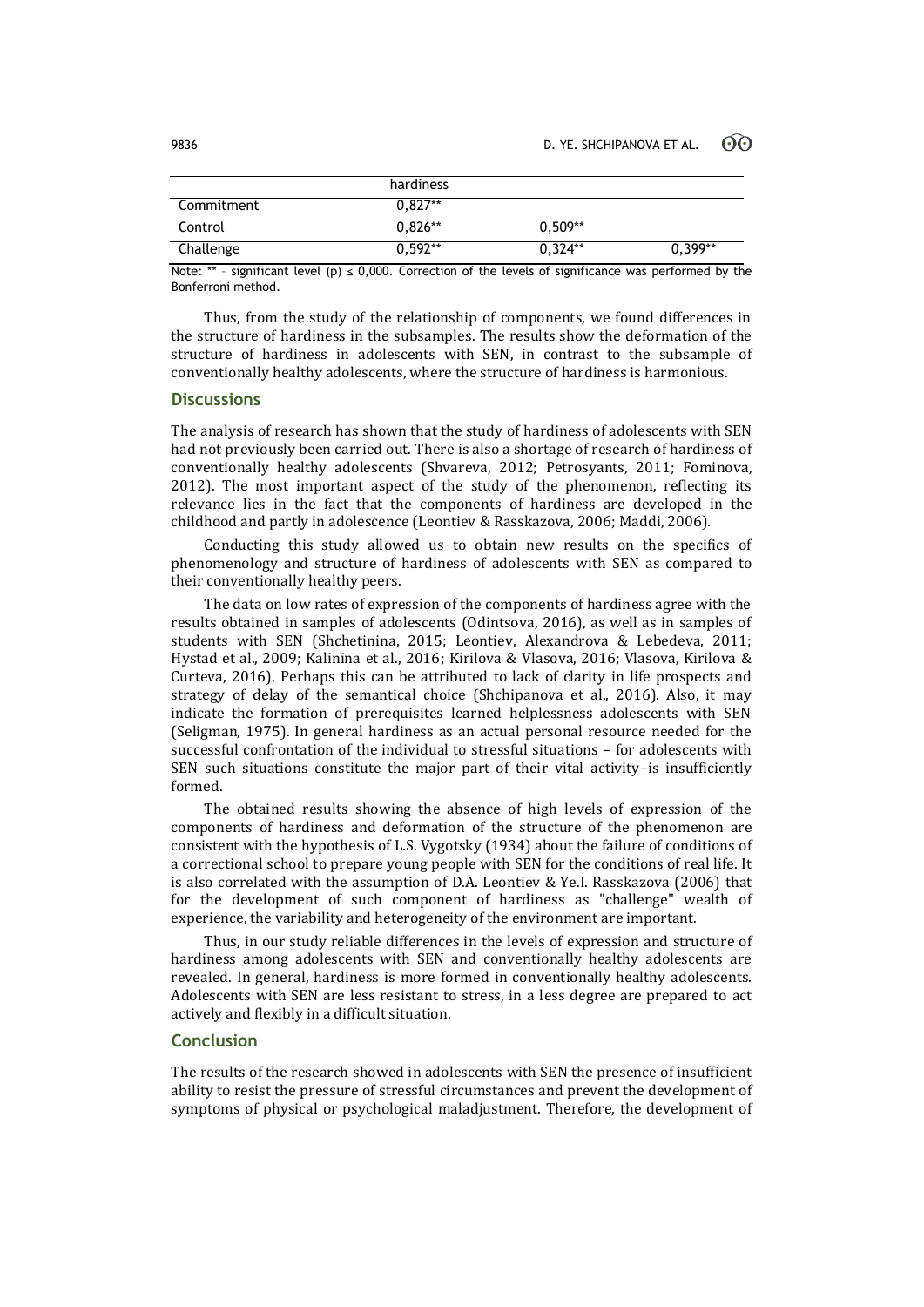| | hardiness | | |
|---|---|---|---|
| Commitment | 0,827** | | |
| Control | 0,826** | 0,509** | |
| Challenge | 0,592** | 0,324** | 0,399** |

Note: ** – significant level (p) ≤ 0,000. Correction of the levels of significance was performed by the Bonferroni method.

Thus, from the study of the relationship of components, we found differences in the structure of hardiness in the subsamples. The results show the deformation of the structure of hardiness in adolescents with SEN, in contrast to the subsample of conventionally healthy adolescents, where the structure of hardiness is harmonious.

## Discussions

The analysis of research has shown that the study of hardiness of adolescents with SEN had not previously been carried out. There is also a shortage of research of hardiness of conventionally healthy adolescents (Shvareva, 2012; Petrosyants, 2011; Fominova, 2012). The most important aspect of the study of the phenomenon, reflecting its relevance lies in the fact that the components of hardiness are developed in the childhood and partly in adolescence (Leontiev & Rasskazova, 2006; Maddi, 2006).

Conducting this study allowed us to obtain new results on the specifics of phenomenology and structure of hardiness of adolescents with SEN as compared to their conventionally healthy peers.

The data on low rates of expression of the components of hardiness agree with the results obtained in samples of adolescents (Odintsova, 2016), as well as in samples of students with SEN (Shchetinina, 2015; Leontiev, Alexandrova & Lebedeva, 2011; Hystad et al., 2009; Kalinina et al., 2016; Kirilova & Vlasova, 2016; Vlasova, Kirilova & Curteva, 2016). Perhaps this can be attributed to lack of clarity in life prospects and strategy of delay of the semantical choice (Shchipanova et al., 2016). Also, it may indicate the formation of prerequisites learned helplessness adolescents with SEN (Seligman, 1975). In general hardiness as an actual personal resource needed for the successful confrontation of the individual to stressful situations – for adolescents with SEN such situations constitute the major part of their vital activity–is insufficiently formed.

The obtained results showing the absence of high levels of expression of the components of hardiness and deformation of the structure of the phenomenon are consistent with the hypothesis of L.S. Vygotsky (1934) about the failure of conditions of a correctional school to prepare young people with SEN for the conditions of real life. It is also correlated with the assumption of D.A. Leontiev & Ye.I. Rasskazova (2006) that for the development of such component of hardiness as "challenge" wealth of experience, the variability and heterogeneity of the environment are important.

Thus, in our study reliable differences in the levels of expression and structure of hardiness among adolescents with SEN and conventionally healthy adolescents are revealed. In general, hardiness is more formed in conventionally healthy adolescents. Adolescents with SEN are less resistant to stress, in a less degree are prepared to act actively and flexibly in a difficult situation.

## Conclusion

The results of the research showed in adolescents with SEN the presence of insufficient ability to resist the pressure of stressful circumstances and prevent the development of symptoms of physical or psychological maladjustment. Therefore, the development of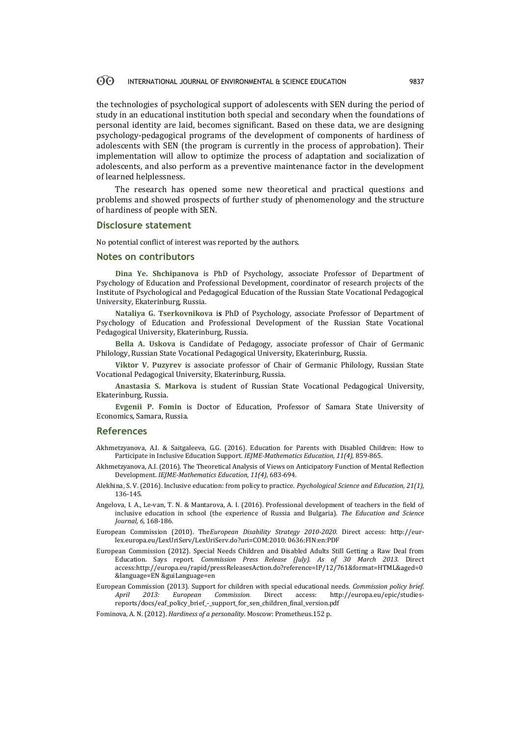the technologies of psychological support of adolescents with SEN during the period of study in an educational institution both special and secondary when the foundations of personal identity are laid, becomes significant. Based on these data, we are designing psychology-pedagogical programs of the development of components of hardiness of adolescents with SEN (the program is currently in the process of approbation). Their implementation will allow to optimize the process of adaptation and socialization of adolescents, and also perform as a preventive maintenance factor in the development of learned helplessness.

The research has opened some new theoretical and practical questions and problems and showed prospects of further study of phenomenology and the structure of hardiness of people with SEN.

## Disclosure statement

No potential conflict of interest was reported by the authors.

## Notes on contributors

**Dina Ye. Shchipanova** is PhD of Psychology, associate Professor of Department of Psychology of Education and Professional Development, coordinator of research projects of the Institute of Psychological and Pedagogical Education of the Russian State Vocational Pedagogical University, Ekaterinburg, Russia.

**Nataliya G. Tserkovnikova** i**s** PhD of Psychology, associate Professor of Department of Psychology of Education and Professional Development of the Russian State Vocational Pedagogical University, Ekaterinburg, Russia.

**Bella A. Uskova** is Candidate of Pedagogy, associate professor of Chair of Germanic Philology, Russian State Vocational Pedagogical University, Ekaterinburg, Russia.

**Viktor V. Puzyrev** is associate professor of Chair of Germanic Philology, Russian State Vocational Pedagogical University, Ekaterinburg, Russia.

**Anastasia S. Markova** is student of Russian State Vocational Pedagogical University, Ekaterinburg, Russia.

**Evgenii P. Fomin** is Doctor of Education, Professor of Samara State University of Economics, Samara, Russia.

## References

Akhmetzyanova, A.I. & Saitgaleeva, G.G. (2016). Education for Parents with Disabled Children: How to Participate in Inclusive Education Support. *IEJME-Mathematics Education, 11(4),* 859-865.

Akhmetzyanova, A.I. (2016). The Theoretical Analysis of Views on Anticipatory Function of Mental Reflection Development. *IEJME-Mathematics Education, 11(4),* 683-694.

Alekhina, S. V. (2016). Inclusive education: from policy to practice. *Psychological Science and Education, 21(1),* 136-145.

Angelova, I. A., Le-van, T. N. & Mantarova, A. I. (2016). Professional development of teachers in the field of inclusive education in school (the experience of Russia and Bulgaria). *The Education and Science Journal, 6,* 168-186.

European Commission (2010). The*European Disability Strategy 2010-2020*. Direct access: http://eur-lex.europa.eu/LexUriServ/LexUriServ.do?uri=COM:2010: 0636:FIN:en:PDF

European Commission (2012). Special Needs Children and Disabled Adults Still Getting a Raw Deal from Education. Says report. *Commission Press Release (July). As of 30 March 2013.* Direct access:http://europa.eu/rapid/pressReleasesAction.do?reference=IP/12/761&format=HTML&aged=0 &language=EN &guiLanguage=en

European Commission (2013). Support for children with special educational needs. *Commission policy brief. April 2013: European Commission.* Direct access: http://europa.eu/epic/studies-reports/docs/eaf_policy_brief_-_support_for_sen_children_final_version.pdf

Fominova, A. N. (2012). *Hardiness of a personality.* Moscow: Prometheus.152 p.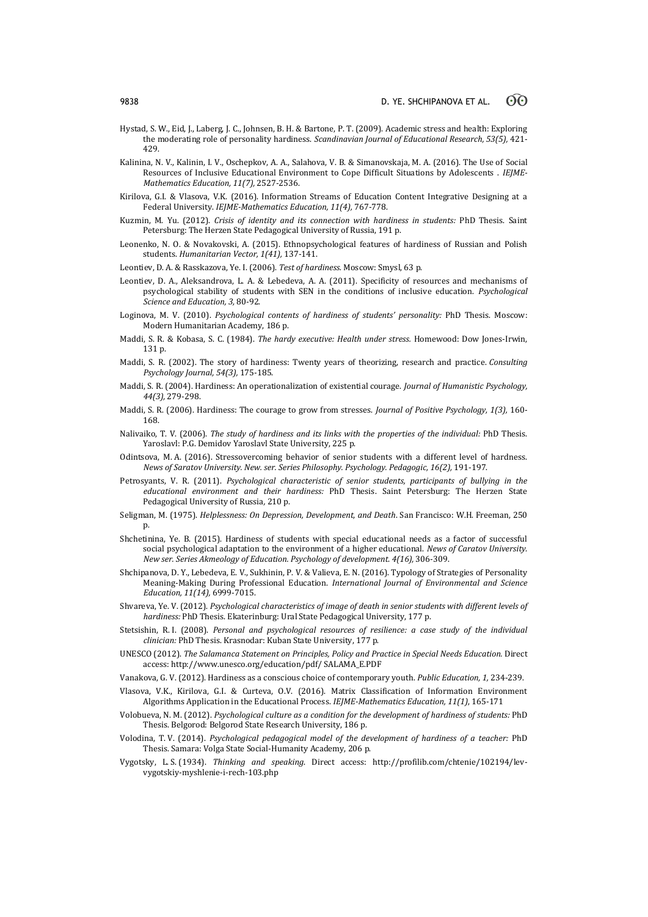Hystad, S. W., Eid, J., Laberg, J. C., Johnsen, B. H. & Bartone, P. T. (2009). Academic stress and health: Exploring the moderating role of personality hardiness. *Scandinavian Journal of Educational Research, 53(5),* 421-429.

Kalinina, N. V., Kalinin, I. V., Oschepkov, A. A., Salahova, V. B. & Simanovskaja, M. A. (2016). The Use of Social Resources of Inclusive Educational Environment to Cope Difficult Situations by Adolescents . *IEJME-Mathematics Education, 11(7),* 2527-2536.

Kirilova, G.I. & Vlasova, V.K. (2016). Information Streams of Education Content Integrative Designing at a Federal University. *IEJME-Mathematics Education, 11(4),* 767-778.

Kuzmin, M. Yu. (2012). *Crisis of identity and its connection with hardiness in students:* PhD Thesis. Saint Petersburg: The Herzen State Pedagogical University of Russia, 191 p.

Leonenko, N. O. & Novakovski, A. (2015). Ethnopsychological features of hardiness of Russian and Polish students. *Humanitarian Vector, 1(41),* 137-141.

Leontiev, D. A. & Rasskazova, Ye. I. (2006). *Test of hardiness.* Moscow: Smysl, 63 p.

Leontiev, D. A., Aleksandrova, L. A. & Lebedeva, A. A. (2011). Specificity of resources and mechanisms of psychological stability of students with SEN in the conditions of inclusive education. *Psychological Science and Education, 3,* 80-92.

Loginova, M. V. (2010). *Psychological contents of hardiness of students' personality:* PhD Thesis. Moscow: Modern Humanitarian Academy, 186 p.

Maddi, S. R. & Kobasa, S. C. (1984). *The hardy executive: Health under stress.* Homewood: Dow Jones-Irwin, 131 p.

Maddi, S. R. (2002). The story of hardiness: Twenty years of theorizing, research and practice. *Consulting Psychology Journal, 54(3),* 175-185.

Maddi, S. R. (2004). Hardiness: An operationalization of existential courage. *Journal of Humanistic Psychology, 44(3),* 279-298.

Maddi, S. R. (2006). Hardiness: The courage to grow from stresses. *Journal of Positive Psychology, 1(3),* 160-168.

Nalivaiko, T. V. (2006). *The study of hardiness and its links with the properties of the individual:* PhD Thesis. Yaroslavl: P.G. Demidov Yaroslavl State University, 225 p.

Odintsova, M. A. (2016). Stressovercoming behavior of senior students with a different level of hardness. *News of Saratov University. New. ser. Series Philosophy. Psychology. Pedagogic, 16(2),* 191-197.

Petrosyants, V. R. (2011). *Psychological characteristic of senior students, participants of bullying in the educational environment and their hardiness:* PhD Thesis. Saint Petersburg: The Herzen State Pedagogical University of Russia, 210 p.

Seligman, M. (1975). *Helplessness: On Depression, Development, and Death*. San Francisco: W.H. Freeman, 250 p.

Shchetinina, Ye. B. (2015). Hardiness of students with special educational needs as a factor of successful social psychological adaptation to the environment of a higher educational. *News of Caratov University. New ser. Series Akmeology of Education. Psychology of development. 4(16),* 306-309.

Shchipanova, D. Y., Lebedeva, E. V., Sukhinin, P. V. & Valieva, E. N. (2016). Typology of Strategies of Personality Meaning-Making During Professional Education. *International Journal of Environmental and Science Education, 11(14),* 6999-7015.

Shvareva, Ye. V. (2012). *Psychological characteristics of image of death in senior students with different levels of hardiness:* PhD Thesis. Ekaterinburg: Ural State Pedagogical University, 177 p.

Stetsishin, R. I. (2008). *Personal and psychological resources of resilience: a case study of the individual clinician:* PhD Thesis. Krasnodar: Kuban State University, 177 p.

UNESCO (2012). *The Salamanca Statement on Principles, Policy and Practice in Special Needs Education.* Direct access: http://www.unesco.org/education/pdf/ SALAMA_E.PDF

Vanakova, G. V. (2012). Hardiness as a conscious choice of contemporary youth. *Public Education, 1,* 234-239.

Vlasova, V.K., Kirilova, G.I. & Curteva, O.V. (2016). Matrix Classification of Information Environment Algorithms Application in the Educational Process. *IEJME-Mathematics Education, 11(1),* 165-171

Volobueva, N. M. (2012). *Psychological culture as a condition for the development of hardiness of students:* PhD Thesis. Belgorod: Belgorod State Research University, 186 p.

Volodina, T. V. (2014). *Psychological pedagogical model of the development of hardiness of a teacher:* PhD Thesis. Samara: Volga State Social-Humanity Academy, 206 p.

Vygotsky, L. S. (1934). *Thinking and speaking.* Direct access: http://profilib.com/chtenie/102194/lev-vygotskiy-myshlenie-i-rech-103.php